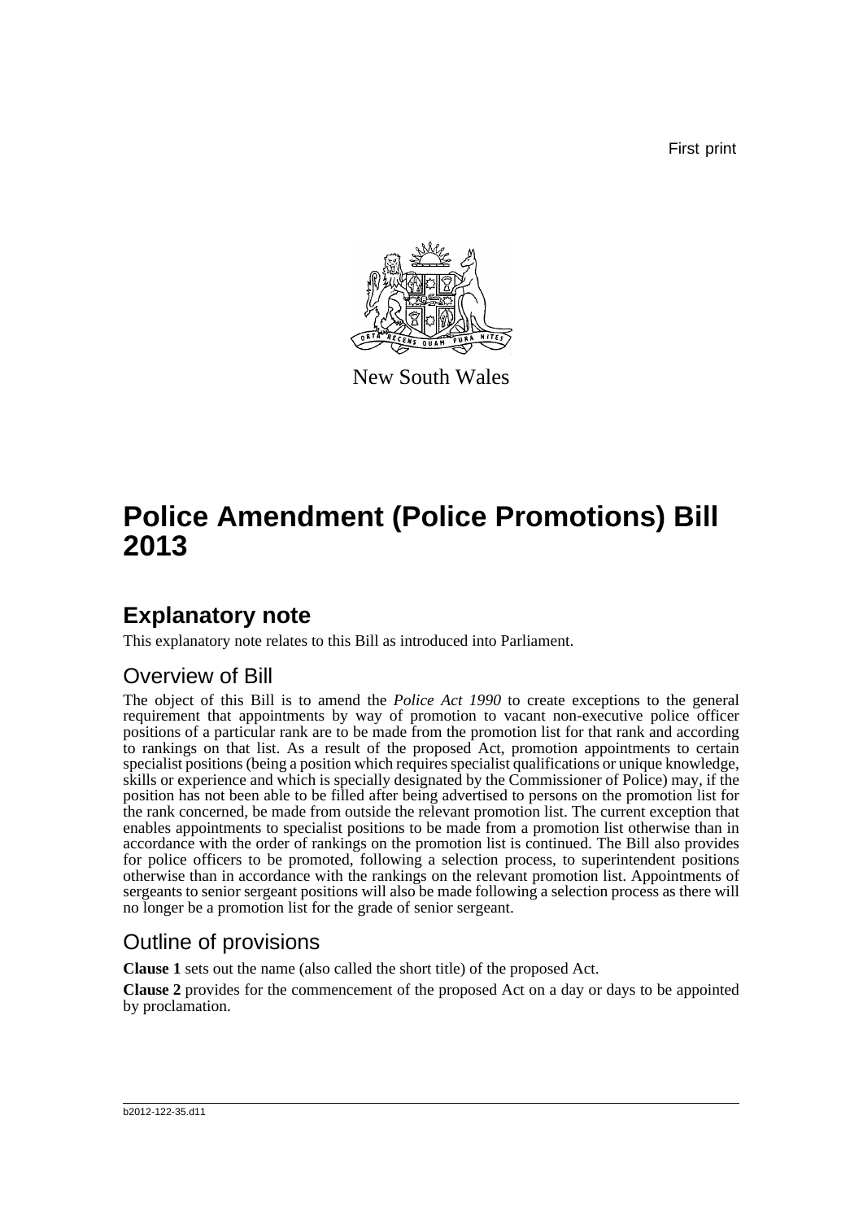First print

New South Wales

# Police Amendment (Police Promotions) Bill 2013

## Explanatory note

This explanatory note relates to this Bill as introduced into Parliament.

### Overview of Bill

The object of this Bill is to amend the *Police Act 1990* to create exceptions to the general requirement that appointments by way of promotion to vacant non-executive police officer positions of a particular rank are to be made from the promotion list for that rank and according to rankings on that list. As a result of the proposed Act, promotion appointments to certain specialist positions (being a position which requires specialist qualifications or unique knowledge, skills or experience and which is specially designated by the Commissioner of Police) may, if the position has not been able to be filled after being advertised to persons on the promotion list for the rank concerned, be made from outside the relevant promotion list. The current exception that enables appointments to specialist positions to be made from a promotion list otherwise than in accordance with the order of rankings on the promotion list is continued. The Bill also provides for police officers to be promoted, following a selection process, to superintendent positions otherwise than in accordance with the rankings on the relevant promotion list. Appointments of sergeants to senior sergeant positions will also be made following a selection process as there will no longer be a promotion list for the grade of senior sergeant.

### Outline of provisions

**Clause 1** sets out the name (also called the short title) of the proposed Act.

**Clause 2** provides for the commencement of the proposed Act on a day or days to be appointed by proclamation.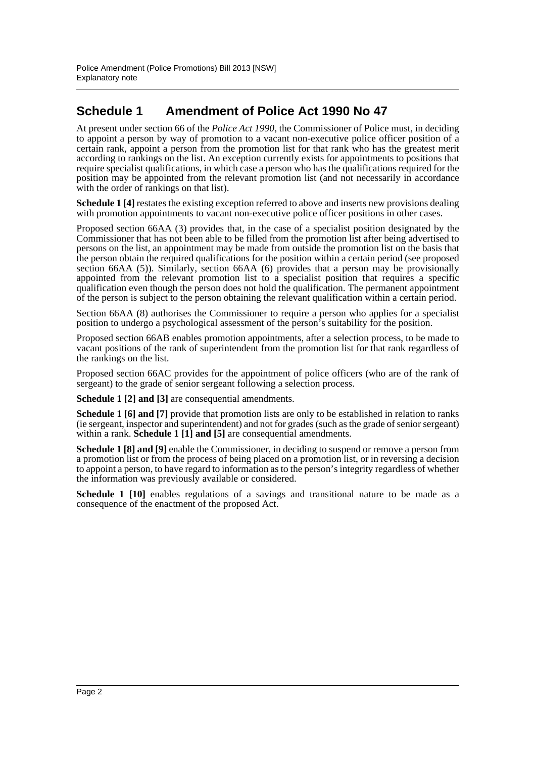## Schedule 1 Amendment of Police Act 1990 No 47

At present under section 66 of the *Police Act 1990*, the Commissioner of Police must, in deciding to appoint a person by way of promotion to a vacant non-executive police officer position of a certain rank, appoint a person from the promotion list for that rank who has the greatest merit according to rankings on the list. An exception currently exists for appointments to positions that require specialist qualifications, in which case a person who has the qualifications required for the position may be appointed from the relevant promotion list (and not necessarily in accordance with the order of rankings on that list).

**Schedule 1 [4]** restates the existing exception referred to above and inserts new provisions dealing with promotion appointments to vacant non-executive police officer positions in other cases.

Proposed section 66AA (3) provides that, in the case of a specialist position designated by the Commissioner that has not been able to be filled from the promotion list after being advertised to persons on the list, an appointment may be made from outside the promotion list on the basis that the person obtain the required qualifications for the position within a certain period (see proposed section 66AA (5)). Similarly, section 66AA (6) provides that a person may be provisionally appointed from the relevant promotion list to a specialist position that requires a specific qualification even though the person does not hold the qualification. The permanent appointment of the person is subject to the person obtaining the relevant qualification within a certain period.

Section 66AA (8) authorises the Commissioner to require a person who applies for a specialist position to undergo a psychological assessment of the person's suitability for the position.

Proposed section 66AB enables promotion appointments, after a selection process, to be made to vacant positions of the rank of superintendent from the promotion list for that rank regardless of the rankings on the list.

Proposed section 66AC provides for the appointment of police officers (who are of the rank of sergeant) to the grade of senior sergeant following a selection process.

**Schedule 1 [2] and [3]** are consequential amendments.

**Schedule 1 [6] and [7]** provide that promotion lists are only to be established in relation to ranks (ie sergeant, inspector and superintendent) and not for grades (such as the grade of senior sergeant) within a rank. **Schedule 1 [1] and [5]** are consequential amendments.

**Schedule 1 [8] and [9]** enable the Commissioner, in deciding to suspend or remove a person from a promotion list or from the process of being placed on a promotion list, or in reversing a decision to appoint a person, to have regard to information as to the person's integrity regardless of whether the information was previously available or considered.

**Schedule 1 [10]** enables regulations of a savings and transitional nature to be made as a consequence of the enactment of the proposed Act.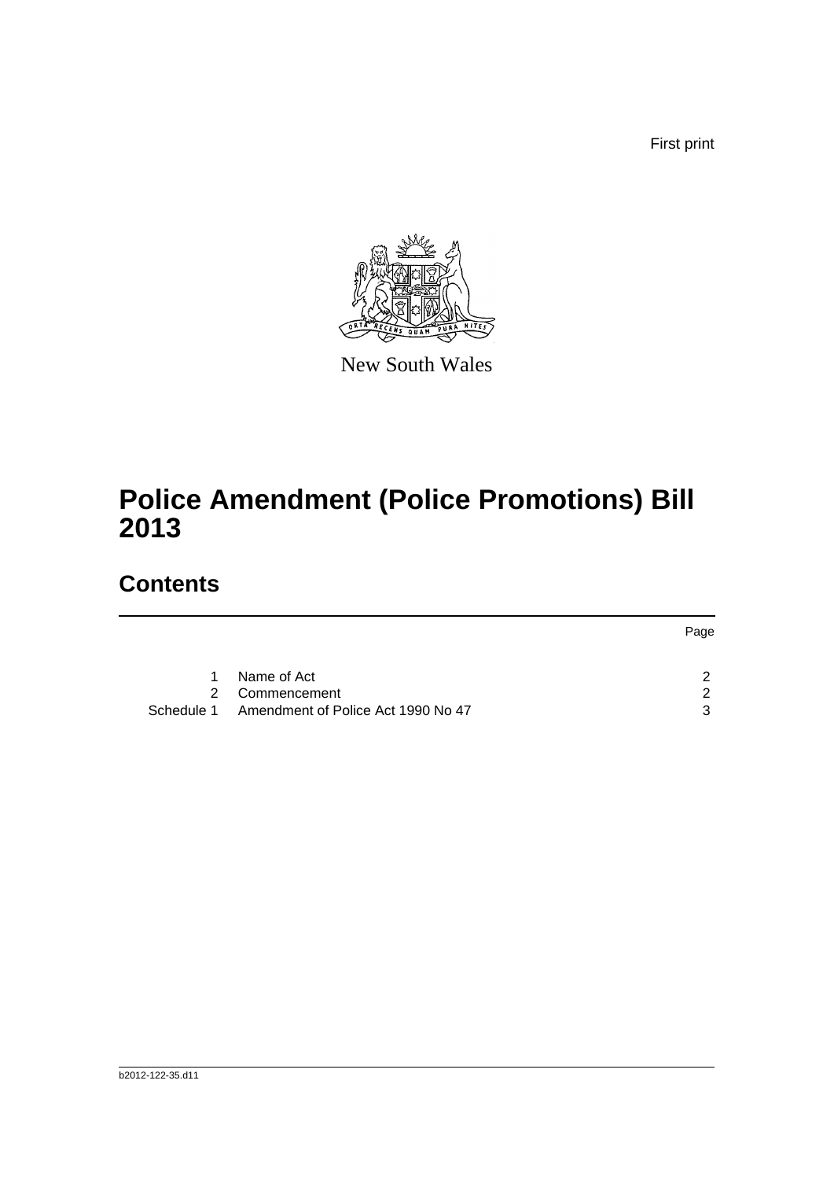First print

New South Wales

# Police Amendment (Police Promotions) Bill 2013

## Contents

| | | Page |
|---|---|---|
| 1 | Name of Act | 2 |
| 2 | Commencement | 2 |
| Schedule 1 | Amendment of Police Act 1990 No 47 | 3 |

b2012-122-35.d11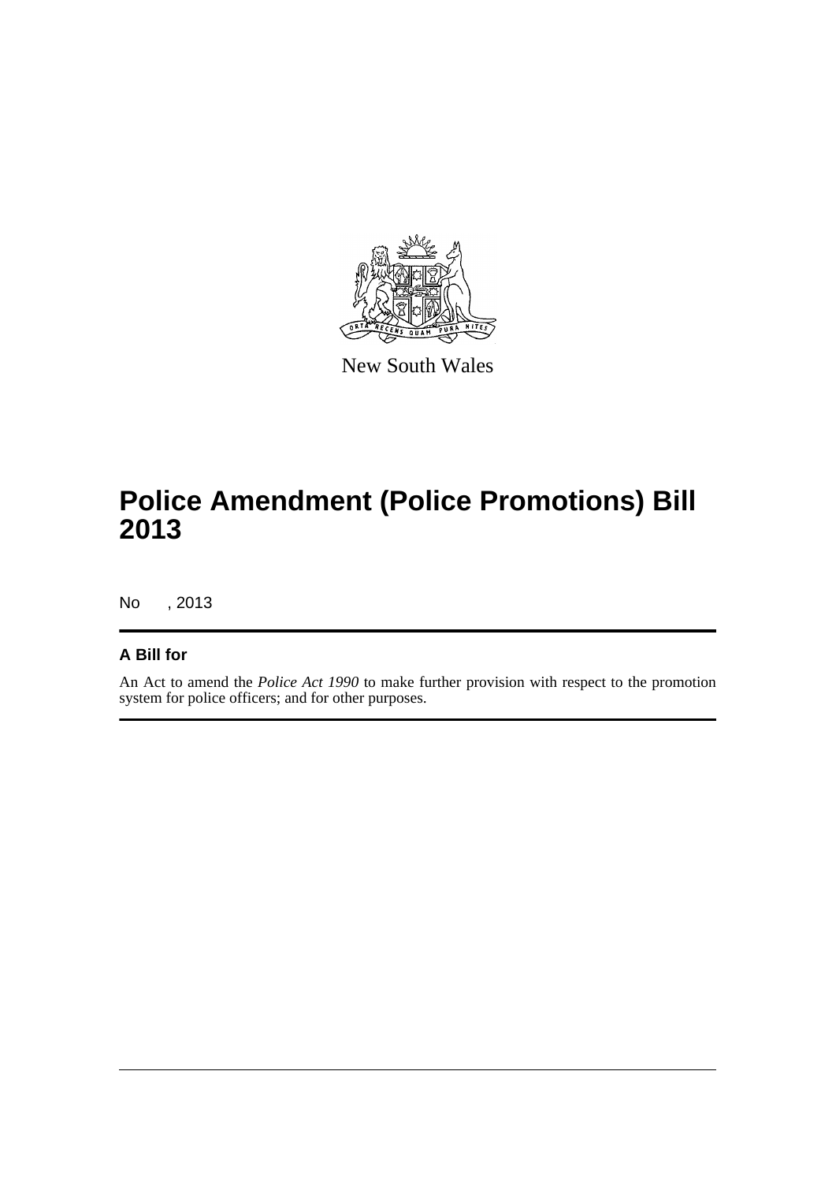New South Wales

# Police Amendment (Police Promotions) Bill 2013

No , 2013

## A Bill for

An Act to amend the *Police Act 1990* to make further provision with respect to the promotion system for police officers; and for other purposes.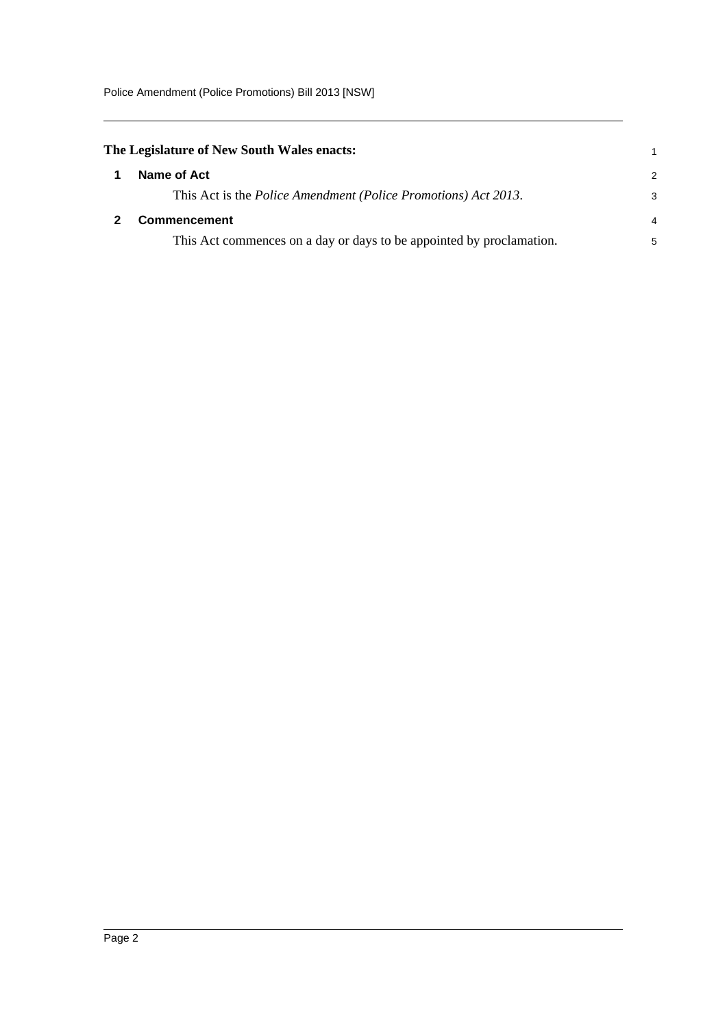**The Legislature of New South Wales enacts:**

## 1 Name of Act

This Act is the *Police Amendment (Police Promotions) Act 2013*.

## 2 Commencement

This Act commences on a day or days to be appointed by proclamation.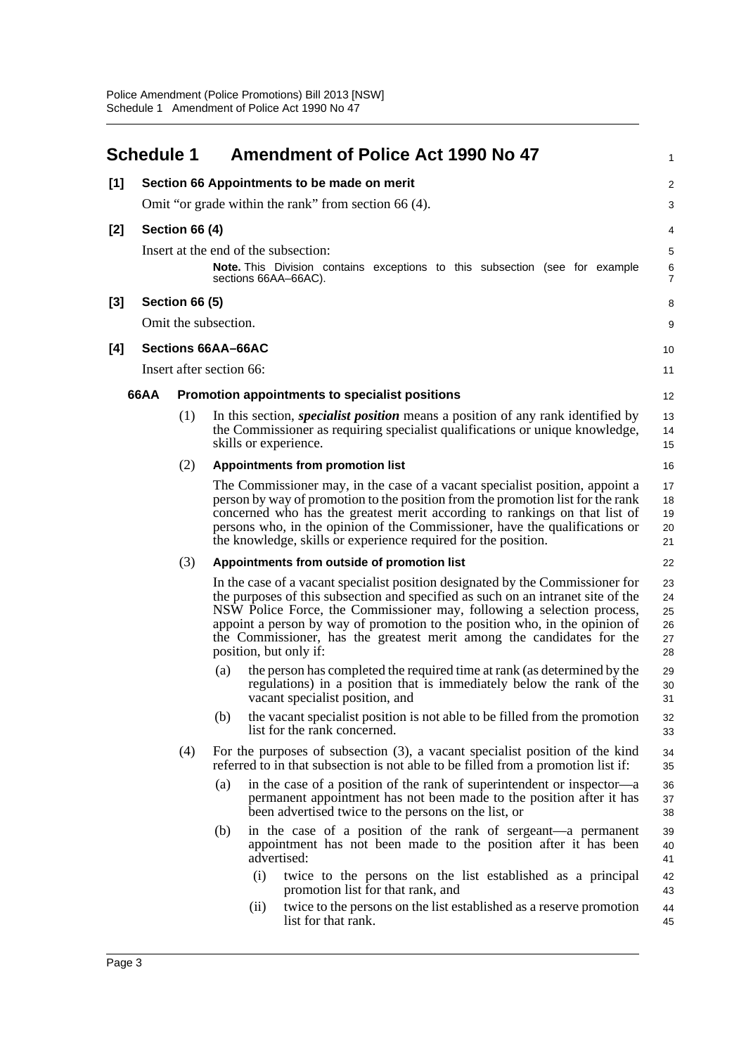# Schedule 1 Amendment of Police Act 1990 No 47

**[1] Section 66 Appointments to be made on merit**

Omit "or grade within the rank" from section 66 (4).

**[2] Section 66 (4)**

Insert at the end of the subsection:

**Note.** This Division contains exceptions to this subsection (see for example sections 66AA–66AC).

**[3] Section 66 (5)**

Omit the subsection.

**[4] Sections 66AA–66AC**

Insert after section 66:

**66AA Promotion appointments to specialist positions**

(1) In this section, ***specialist position*** means a position of any rank identified by the Commissioner as requiring specialist qualifications or unique knowledge, skills or experience.

(2) **Appointments from promotion list**

The Commissioner may, in the case of a vacant specialist position, appoint a person by way of promotion to the position from the promotion list for the rank concerned who has the greatest merit according to rankings on that list of persons who, in the opinion of the Commissioner, have the qualifications or the knowledge, skills or experience required for the position.

(3) **Appointments from outside of promotion list**

In the case of a vacant specialist position designated by the Commissioner for the purposes of this subsection and specified as such on an intranet site of the NSW Police Force, the Commissioner may, following a selection process, appoint a person by way of promotion to the position who, in the opinion of the Commissioner, has the greatest merit among the candidates for the position, but only if:

(a) the person has completed the required time at rank (as determined by the regulations) in a position that is immediately below the rank of the vacant specialist position, and

(b) the vacant specialist position is not able to be filled from the promotion list for the rank concerned.

(4) For the purposes of subsection (3), a vacant specialist position of the kind referred to in that subsection is not able to be filled from a promotion list if:

(a) in the case of a position of the rank of superintendent or inspector—a permanent appointment has not been made to the position after it has been advertised twice to the persons on the list, or

(b) in the case of a position of the rank of sergeant—a permanent appointment has not been made to the position after it has been advertised:

(i) twice to the persons on the list established as a principal promotion list for that rank, and

(ii) twice to the persons on the list established as a reserve promotion list for that rank.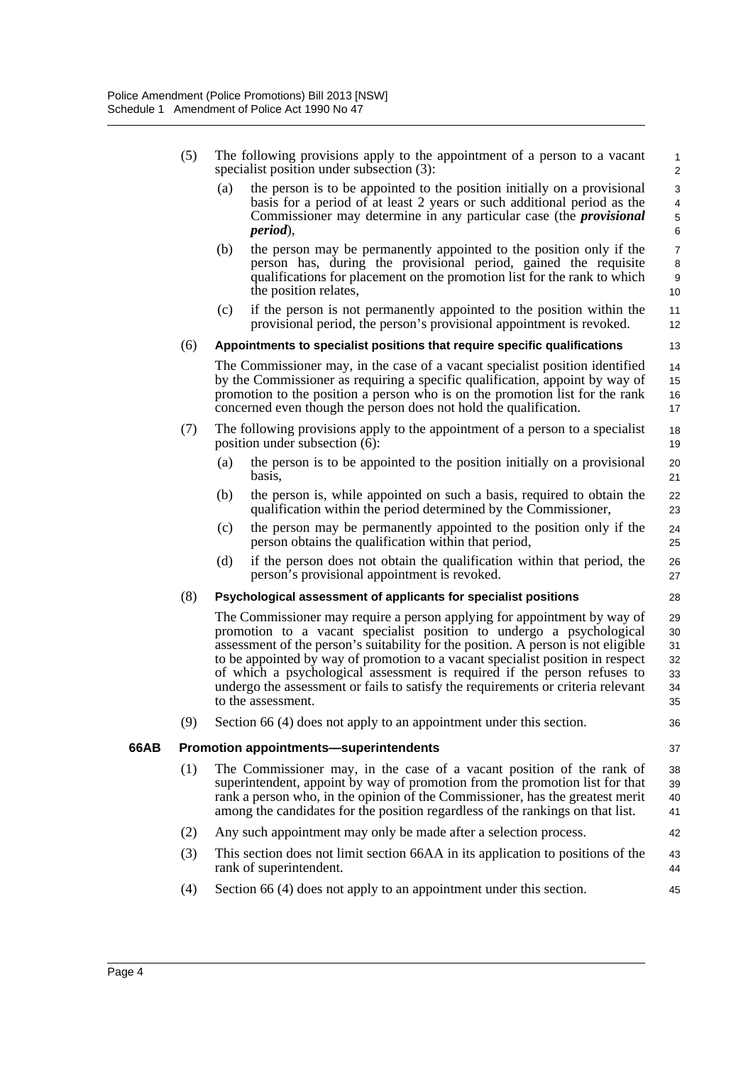(5) The following provisions apply to the appointment of a person to a vacant specialist position under subsection (3):

(a) the person is to be appointed to the position initially on a provisional basis for a period of at least 2 years or such additional period as the Commissioner may determine in any particular case (the ***provisional period***),

(b) the person may be permanently appointed to the position only if the person has, during the provisional period, gained the requisite qualifications for placement on the promotion list for the rank to which the position relates,

(c) if the person is not permanently appointed to the position within the provisional period, the person's provisional appointment is revoked.

(6) **Appointments to specialist positions that require specific qualifications**

The Commissioner may, in the case of a vacant specialist position identified by the Commissioner as requiring a specific qualification, appoint by way of promotion to the position a person who is on the promotion list for the rank concerned even though the person does not hold the qualification.

(7) The following provisions apply to the appointment of a person to a specialist position under subsection (6):

(a) the person is to be appointed to the position initially on a provisional basis,

(b) the person is, while appointed on such a basis, required to obtain the qualification within the period determined by the Commissioner,

(c) the person may be permanently appointed to the position only if the person obtains the qualification within that period,

(d) if the person does not obtain the qualification within that period, the person's provisional appointment is revoked.

(8) **Psychological assessment of applicants for specialist positions**

The Commissioner may require a person applying for appointment by way of promotion to a vacant specialist position to undergo a psychological assessment of the person's suitability for the position. A person is not eligible to be appointed by way of promotion to a vacant specialist position in respect of which a psychological assessment is required if the person refuses to undergo the assessment or fails to satisfy the requirements or criteria relevant to the assessment.

(9) Section 66 (4) does not apply to an appointment under this section.

**66AB Promotion appointments—superintendents**

(1) The Commissioner may, in the case of a vacant position of the rank of superintendent, appoint by way of promotion from the promotion list for that rank a person who, in the opinion of the Commissioner, has the greatest merit among the candidates for the position regardless of the rankings on that list.

(2) Any such appointment may only be made after a selection process.

(3) This section does not limit section 66AA in its application to positions of the rank of superintendent.

(4) Section 66 (4) does not apply to an appointment under this section.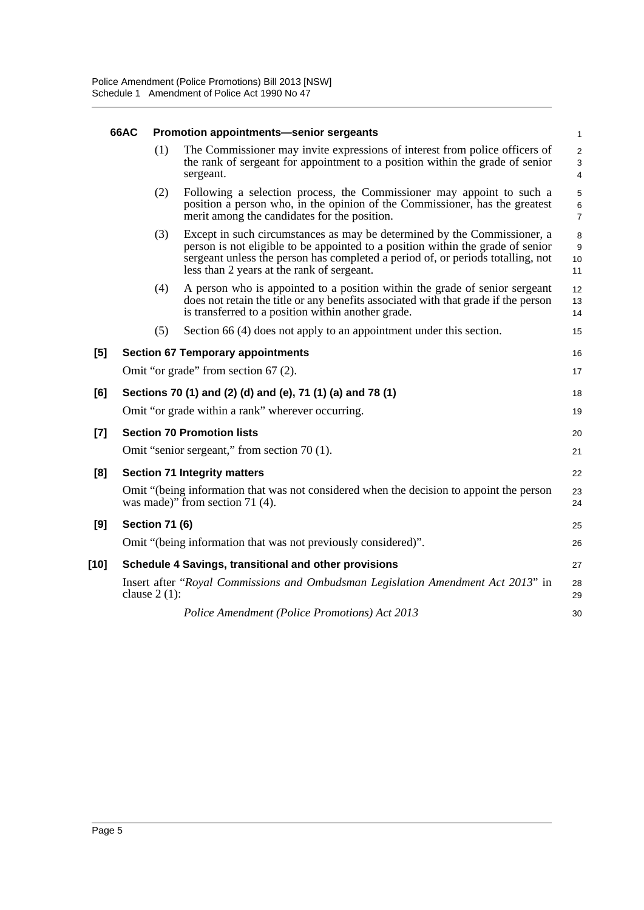### 66AC Promotion appointments—senior sergeants

(1) The Commissioner may invite expressions of interest from police officers of the rank of sergeant for appointment to a position within the grade of senior sergeant.

(2) Following a selection process, the Commissioner may appoint to such a position a person who, in the opinion of the Commissioner, has the greatest merit among the candidates for the position.

(3) Except in such circumstances as may be determined by the Commissioner, a person is not eligible to be appointed to a position within the grade of senior sergeant unless the person has completed a period of, or periods totalling, not less than 2 years at the rank of sergeant.

(4) A person who is appointed to a position within the grade of senior sergeant does not retain the title or any benefits associated with that grade if the person is transferred to a position within another grade.

(5) Section 66 (4) does not apply to an appointment under this section.

### [5] Section 67 Temporary appointments

Omit "or grade" from section 67 (2).

### [6] Sections 70 (1) and (2) (d) and (e), 71 (1) (a) and 78 (1)

Omit "or grade within a rank" wherever occurring.

### [7] Section 70 Promotion lists

Omit "senior sergeant," from section 70 (1).

### [8] Section 71 Integrity matters

Omit "(being information that was not considered when the decision to appoint the person was made)" from section 71 (4).

### [9] Section 71 (6)

Omit "(being information that was not previously considered)".

### [10] Schedule 4 Savings, transitional and other provisions

Insert after "*Royal Commissions and Ombudsman Legislation Amendment Act 2013*" in clause 2 (1):

*Police Amendment (Police Promotions) Act 2013*